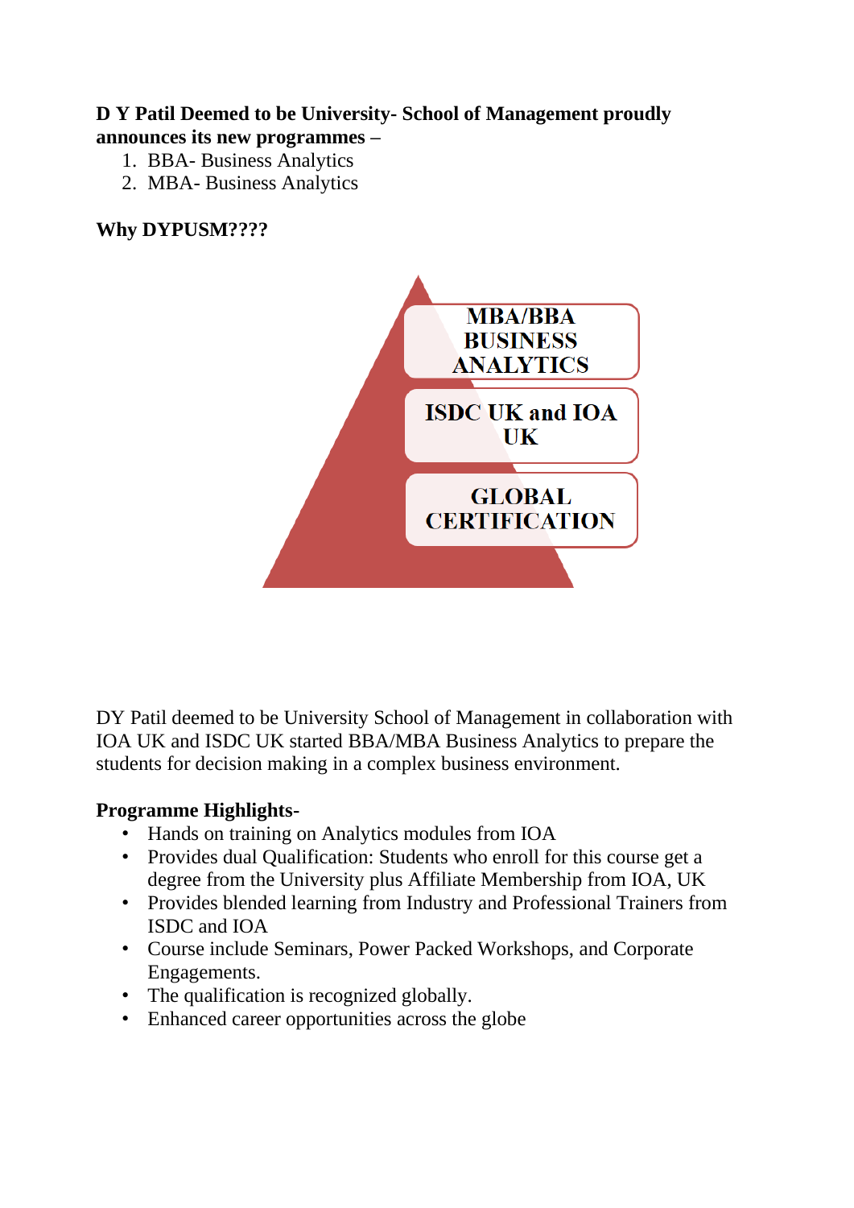**D Y Patil Deemed to be University- School of Management proudly announces its new programmes –**

1. BBA- Business Analytics
2. MBA- Business Analytics

**Why DYPUSM????**

MBA/BBA BUSINESS ANALYTICS

ISDC UK and IOA UK

GLOBAL CERTIFICATION

DY Patil deemed to be University School of Management in collaboration with IOA UK and ISDC UK started BBA/MBA Business Analytics to prepare the students for decision making in a complex business environment.

**Programme Highlights-**

- Hands on training on Analytics modules from IOA
- Provides dual Qualification: Students who enroll for this course get a degree from the University plus Affiliate Membership from IOA, UK
- Provides blended learning from Industry and Professional Trainers from ISDC and IOA
- Course include Seminars, Power Packed Workshops, and Corporate Engagements.
- The qualification is recognized globally.
- Enhanced career opportunities across the globe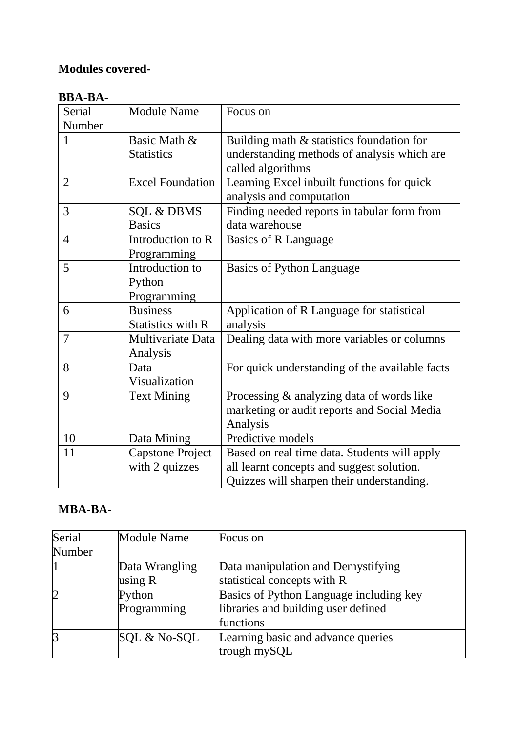**Modules covered-**

**BBA-BA-**

| Serial Number | Module Name | Focus on |
|---|---|---|
| 1 | Basic Math & Statistics | Building math & statistics foundation for understanding methods of analysis which are called algorithms |
| 2 | Excel Foundation | Learning Excel inbuilt functions for quick analysis and computation |
| 3 | SQL & DBMS Basics | Finding needed reports in tabular form from data warehouse |
| 4 | Introduction to R Programming | Basics of R Language |
| 5 | Introduction to Python Programming | Basics of Python Language |
| 6 | Business Statistics with R | Application of R Language for statistical analysis |
| 7 | Multivariate Data Analysis | Dealing data with more variables or columns |
| 8 | Data Visualization | For quick understanding of the available facts |
| 9 | Text Mining | Processing & analyzing data of words like marketing or audit reports and Social Media Analysis |
| 10 | Data Mining | Predictive models |
| 11 | Capstone Project with 2 quizzes | Based on real time data. Students will apply all learnt concepts and suggest solution. Quizzes will sharpen their understanding. |

**MBA-BA-**

| Serial Number | Module Name | Focus on |
|---|---|---|
| 1 | Data Wrangling using R | Data manipulation and Demystifying statistical concepts with R |
| 2 | Python Programming | Basics of Python Language including key libraries and building user defined functions |
| 3 | SQL & No-SQL | Learning basic and advance queries trough mySQL |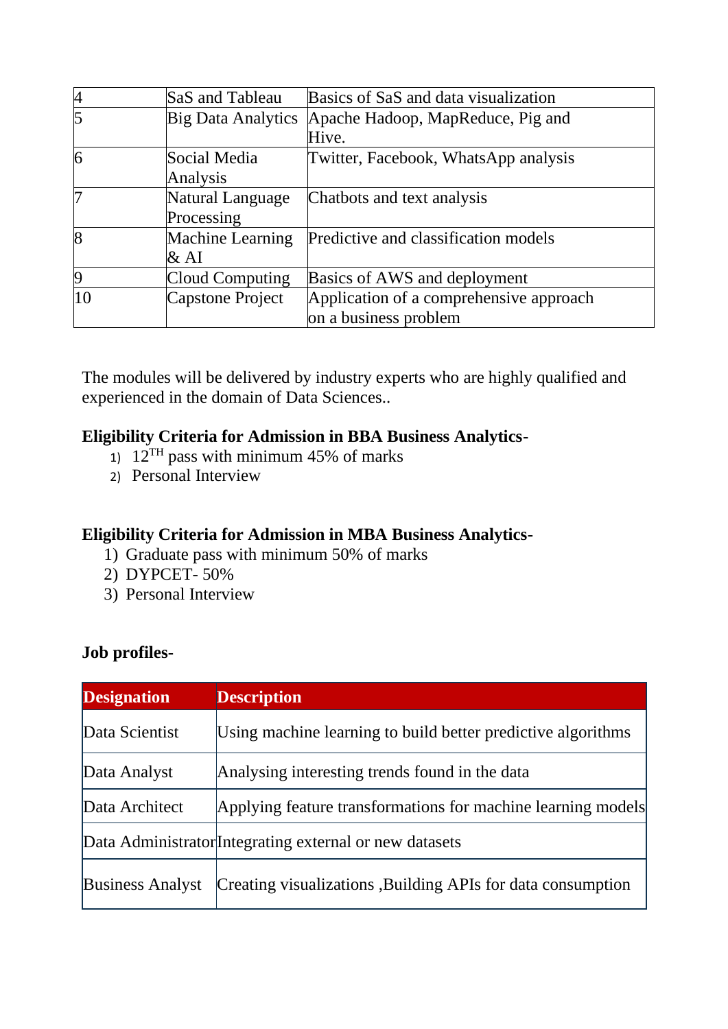| | | |
|---|---|---|
| 4 | SaS and Tableau | Basics of SaS and data visualization |
| 5 | Big Data Analytics | Apache Hadoop, MapReduce, Pig and Hive. |
| 6 | Social Media Analysis | Twitter, Facebook, WhatsApp analysis |
| 7 | Natural Language Processing | Chatbots and text analysis |
| 8 | Machine Learning & AI | Predictive and classification models |
| 9 | Cloud Computing | Basics of AWS and deployment |
| 10 | Capstone Project | Application of a comprehensive approach on a business problem |

The modules will be delivered by industry experts who are highly qualified and experienced in the domain of Data Sciences..

**Eligibility Criteria for Admission in BBA Business Analytics-**

1) 12TH pass with minimum 45% of marks
2) Personal Interview

**Eligibility Criteria for Admission in MBA Business Analytics-**

1) Graduate pass with minimum 50% of marks
2) DYPCET- 50%
3) Personal Interview

**Job profiles-**

| Designation | Description |
|---|---|
| Data Scientist | Using machine learning to build better predictive algorithms |
| Data Analyst | Analysing interesting trends found in the data |
| Data Architect | Applying feature transformations for machine learning models |
| Data Administrator | Integrating external or new datasets |
| Business Analyst | Creating visualizations ,Building APIs for data consumption |